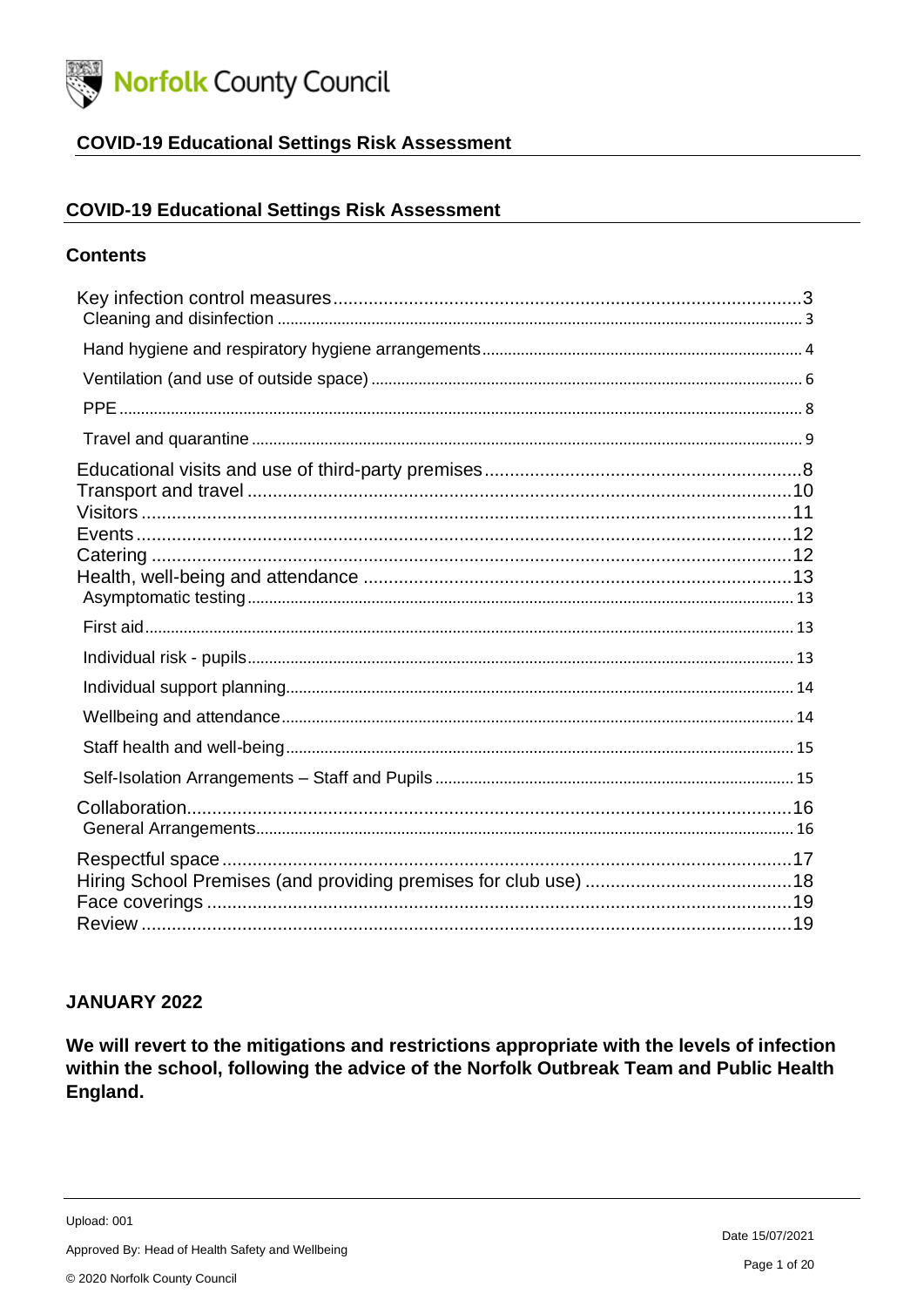Norfolk County Council

## COVID-19 Educational Settings Risk Assessment

## COVID-19 Educational Settings Risk Assessment

### Contents

- Key infection control measures ... 3
  - Cleaning and disinfection ... 3
  - Hand hygiene and respiratory hygiene arrangements ... 4
  - Ventilation (and use of outside space) ... 6
  - PPE ... 8
  - Travel and quarantine ... 9
- Educational visits and use of third-party premises ... 8
- Transport and travel ... 10
- Visitors ... 11
- Events ... 12
- Catering ... 12
- Health, well-being and attendance ... 13
  - Asymptomatic testing ... 13
  - First aid ... 13
  - Individual risk - pupils ... 13
  - Individual support planning ... 14
  - Wellbeing and attendance ... 14
  - Staff health and well-being ... 15
  - Self-Isolation Arrangements – Staff and Pupils ... 15
- Collaboration ... 16
  - General Arrangements ... 16
- Respectful space ... 17
- Hiring School Premises (and providing premises for club use) ... 18
- Face coverings ... 19
- Review ... 19

**JANUARY 2022**

**We will revert to the mitigations and restrictions appropriate with the levels of infection within the school, following the advice of the Norfolk Outbreak Team and Public Health England.**

Upload: 001

Approved By: Head of Health Safety and Wellbeing

© 2020 Norfolk County Council

Date 15/07/2021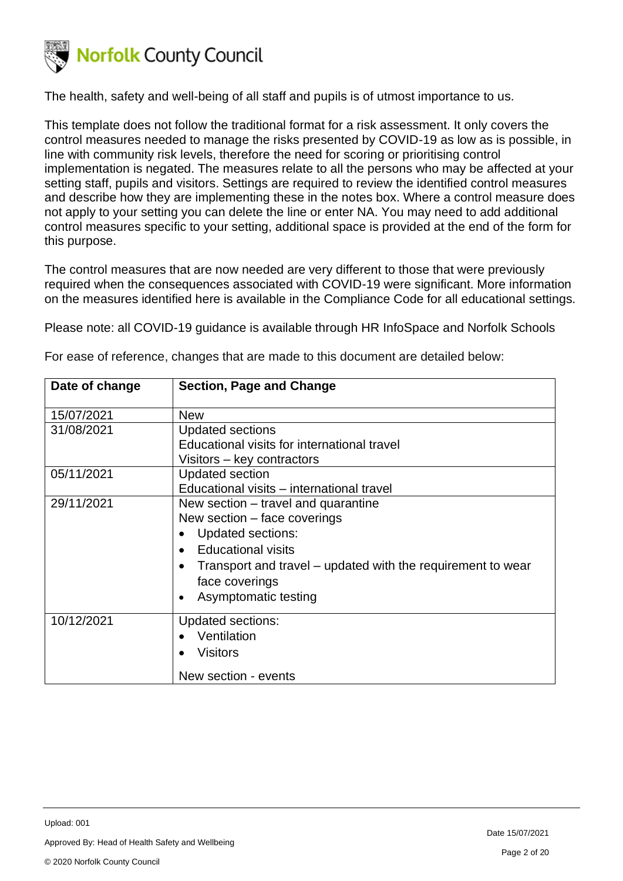The health, safety and well-being of all staff and pupils is of utmost importance to us.

This template does not follow the traditional format for a risk assessment. It only covers the control measures needed to manage the risks presented by COVID-19 as low as is possible, in line with community risk levels, therefore the need for scoring or prioritising control implementation is negated. The measures relate to all the persons who may be affected at your setting staff, pupils and visitors. Settings are required to review the identified control measures and describe how they are implementing these in the notes box. Where a control measure does not apply to your setting you can delete the line or enter NA. You may need to add additional control measures specific to your setting, additional space is provided at the end of the form for this purpose.

The control measures that are now needed are very different to those that were previously required when the consequences associated with COVID-19 were significant. More information on the measures identified here is available in the Compliance Code for all educational settings.

Please note: all COVID-19 guidance is available through HR InfoSpace and Norfolk Schools

For ease of reference, changes that are made to this document are detailed below:

| Date of change | Section, Page and Change |
|---|---|
| 15/07/2021 | New |
| 31/08/2021 | Updated sections<br>Educational visits for international travel<br>Visitors – key contractors |
| 05/11/2021 | Updated section<br>Educational visits – international travel |
| 29/11/2021 | New section – travel and quarantine<br>New section – face coverings<br>• Updated sections:<br>• Educational visits<br>• Transport and travel – updated with the requirement to wear face coverings<br>• Asymptomatic testing |
| 10/12/2021 | Updated sections:<br>• Ventilation<br>• Visitors<br><br>New section - events |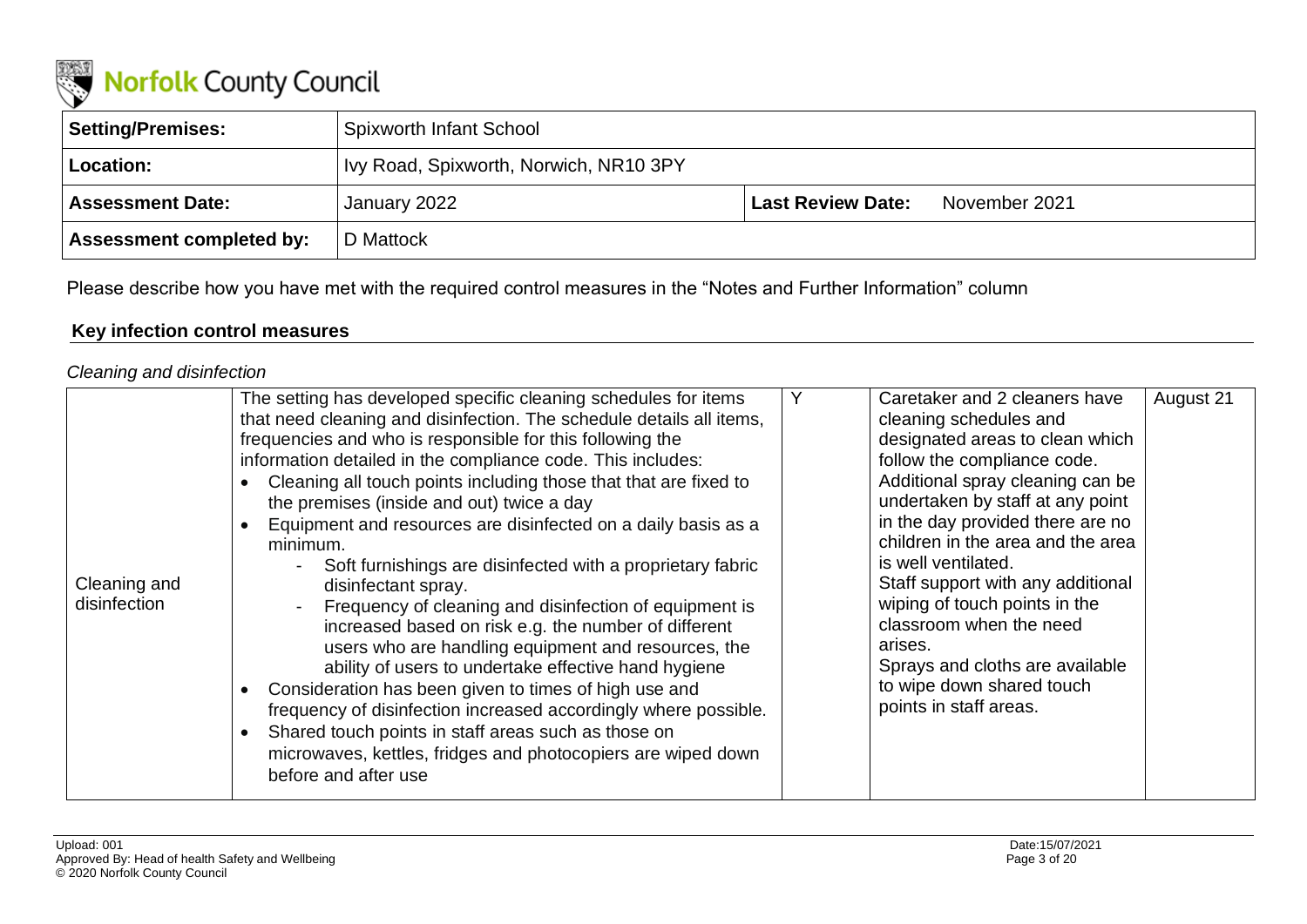# Norfolk County Council

| Setting/Premises: | Spixworth Infant School | | |
|---|---|---|---|
| **Location:** | Ivy Road, Spixworth, Norwich, NR10 3PY | | |
| **Assessment Date:** | January 2022 | **Last Review Date:** | November 2021 |
| **Assessment completed by:** | D Mattock | | |

Please describe how you have met with the required control measures in the "Notes and Further Information" column

## Key infection control measures

*Cleaning and disinfection*

| | | | | |
|---|---|---|---|---|
| Cleaning and disinfection | The setting has developed specific cleaning schedules for items that need cleaning and disinfection. The schedule details all items, frequencies and who is responsible for this following the information detailed in the compliance code. This includes:<br>• Cleaning all touch points including those that that are fixed to the premises (inside and out) twice a day<br>• Equipment and resources are disinfected on a daily basis as a minimum.<br>  - Soft furnishings are disinfected with a proprietary fabric disinfectant spray.<br>  - Frequency of cleaning and disinfection of equipment is increased based on risk e.g. the number of different users who are handling equipment and resources, the ability of users to undertake effective hand hygiene<br>• Consideration has been given to times of high use and frequency of disinfection increased accordingly where possible.<br>• Shared touch points in staff areas such as those on microwaves, kettles, fridges and photocopiers are wiped down before and after use | Y | Caretaker and 2 cleaners have cleaning schedules and designated areas to clean which follow the compliance code.<br>Additional spray cleaning can be undertaken by staff at any point in the day provided there are no children in the area and the area is well ventilated.<br>Staff support with any additional wiping of touch points in the classroom when the need arises.<br>Sprays and cloths are available to wipe down shared touch points in staff areas. | August 21 |

Upload: 001
Approved By: Head of health Safety and Wellbeing
© 2020 Norfolk County Council

Date:15/07/2021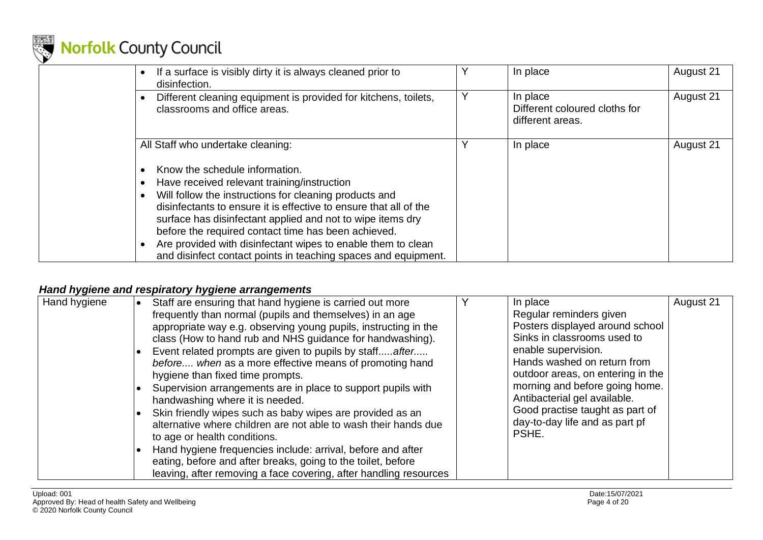| | | | | |
|---|---|---|---|---|
| | • If a surface is visibly dirty it is always cleaned prior to disinfection. | Y | In place | August 21 |
| | • Different cleaning equipment is provided for kitchens, toilets, classrooms and office areas. | Y | In place<br>Different coloured cloths for different areas. | August 21 |
| | All Staff who undertake cleaning:<br><br>• Know the schedule information.<br>• Have received relevant training/instruction<br>• Will follow the instructions for cleaning products and disinfectants to ensure it is effective to ensure that all of the surface has disinfectant applied and not to wipe items dry before the required contact time has been achieved.<br>• Are provided with disinfectant wipes to enable them to clean and disinfect contact points in teaching spaces and equipment. | Y | In place | August 21 |

### *Hand hygiene and respiratory hygiene arrangements*

| | | | | |
|---|---|---|---|---|
| Hand hygiene | • Staff are ensuring that hand hygiene is carried out more frequently than normal (pupils and themselves) in an age appropriate way e.g. observing young pupils, instructing in the class (How to hand rub and NHS guidance for handwashing).<br>• Event related prompts are given to pupils by staff.....*after..... before.... when* as a more effective means of promoting hand hygiene than fixed time prompts.<br>• Supervision arrangements are in place to support pupils with handwashing where it is needed.<br>• Skin friendly wipes such as baby wipes are provided as an alternative where children are not able to wash their hands due to age or health conditions.<br>• Hand hygiene frequencies include: arrival, before and after eating, before and after breaks, going to the toilet, before leaving, after removing a face covering, after handling resources | Y | In place<br>Regular reminders given<br>Posters displayed around school<br>Sinks in classrooms used to enable supervision.<br>Hands washed on return from outdoor areas, on entering in the morning and before going home.<br>Antibacterial gel available.<br>Good practise taught as part of day-to-day life and as part pf PSHE. | August 21 |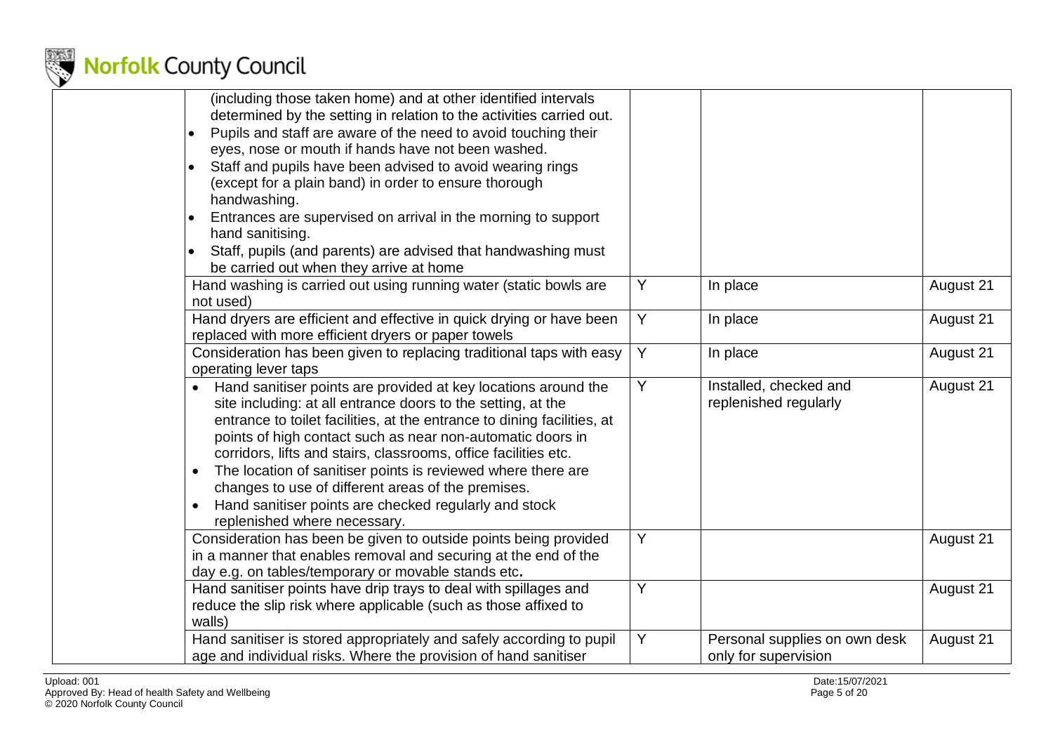| | | | | |
|---|---|---|---|---|
| | (including those taken home) and at other identified intervals determined by the setting in relation to the activities carried out.<br>• Pupils and staff are aware of the need to avoid touching their eyes, nose or mouth if hands have not been washed.<br>• Staff and pupils have been advised to avoid wearing rings (except for a plain band) in order to ensure thorough handwashing.<br>• Entrances are supervised on arrival in the morning to support hand sanitising.<br>• Staff, pupils (and parents) are advised that handwashing must be carried out when they arrive at home | | | |
| | Hand washing is carried out using running water (static bowls are not used) | Y | In place | August 21 |
| | Hand dryers are efficient and effective in quick drying or have been replaced with more efficient dryers or paper towels | Y | In place | August 21 |
| | Consideration has been given to replacing traditional taps with easy operating lever taps | Y | In place | August 21 |
| | • Hand sanitiser points are provided at key locations around the site including: at all entrance doors to the setting, at the entrance to toilet facilities, at the entrance to dining facilities, at points of high contact such as near non-automatic doors in corridors, lifts and stairs, classrooms, office facilities etc.<br>• The location of sanitiser points is reviewed where there are changes to use of different areas of the premises.<br>• Hand sanitiser points are checked regularly and stock replenished where necessary. | Y | Installed, checked and replenished regularly | August 21 |
| | Consideration has been be given to outside points being provided in a manner that enables removal and securing at the end of the day e.g. on tables/temporary or movable stands etc**.** | Y | | August 21 |
| | Hand sanitiser points have drip trays to deal with spillages and reduce the slip risk where applicable (such as those affixed to walls) | Y | | August 21 |
| | Hand sanitiser is stored appropriately and safely according to pupil age and individual risks. Where the provision of hand sanitiser | Y | Personal supplies on own desk only for supervision | August 21 |

Upload: 001
Approved By: Head of health Safety and Wellbeing
© 2020 Norfolk County Council

Date:15/07/2021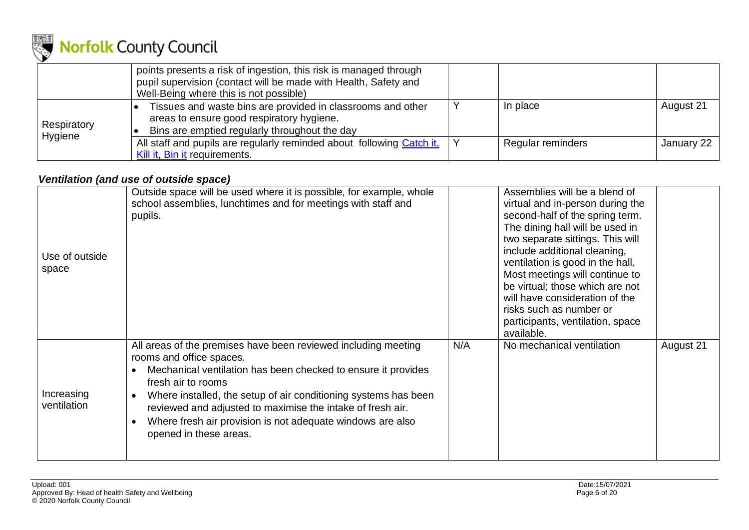| | | | | |
|---|---|---|---|---|
| | points presents a risk of ingestion, this risk is managed through pupil supervision (contact will be made with Health, Safety and Well-Being where this is not possible) | | | |
| Respiratory Hygiene | • Tissues and waste bins are provided in classrooms and other areas to ensure good respiratory hygiene.<br>• Bins are emptied regularly throughout the day | Y | In place | August 21 |
| | All staff and pupils are regularly reminded about following [Catch it, Kill it, Bin it](#) requirements. | Y | Regular reminders | January 22 |

### *Ventilation (and use of outside space)*

| | | | | |
|---|---|---|---|---|
| Use of outside space | Outside space will be used where it is possible, for example, whole school assemblies, lunchtimes and for meetings with staff and pupils. | | Assemblies will be a blend of virtual and in-person during the second-half of the spring term. The dining hall will be used in two separate sittings. This will include additional cleaning, ventilation is good in the hall. Most meetings will continue to be virtual; those which are not will have consideration of the risks such as number or participants, ventilation, space available. | |
| Increasing ventilation | All areas of the premises have been reviewed including meeting rooms and office spaces.<br>• Mechanical ventilation has been checked to ensure it provides fresh air to rooms<br>• Where installed, the setup of air conditioning systems has been reviewed and adjusted to maximise the intake of fresh air.<br>• Where fresh air provision is not adequate windows are also opened in these areas. | N/A | No mechanical ventilation | August 21 |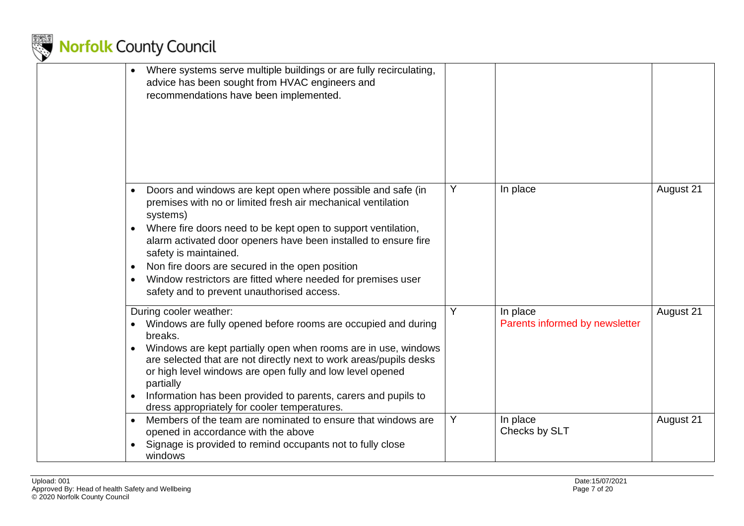| | | | | |
|---|---|---|---|---|
| | • Where systems serve multiple buildings or are fully recirculating, advice has been sought from HVAC engineers and recommendations have been implemented. | | | |
| | • Doors and windows are kept open where possible and safe (in premises with no or limited fresh air mechanical ventilation systems)<br>• Where fire doors need to be kept open to support ventilation, alarm activated door openers have been installed to ensure fire safety is maintained.<br>• Non fire doors are secured in the open position<br>• Window restrictors are fitted where needed for premises user safety and to prevent unauthorised access. | Y | In place | August 21 |
| | During cooler weather:<br>• Windows are fully opened before rooms are occupied and during breaks.<br>• Windows are kept partially open when rooms are in use, windows are selected that are not directly next to work areas/pupils desks or high level windows are open fully and low level opened partially<br>• Information has been provided to parents, carers and pupils to dress appropriately for cooler temperatures. | Y | In place<br>Parents informed by newsletter | August 21 |
| | • Members of the team are nominated to ensure that windows are opened in accordance with the above<br>• Signage is provided to remind occupants not to fully close windows | Y | In place<br>Checks by SLT | August 21 |

Upload: 001
Approved By: Head of health Safety and Wellbeing
© 2020 Norfolk County Council

Date:15/07/2021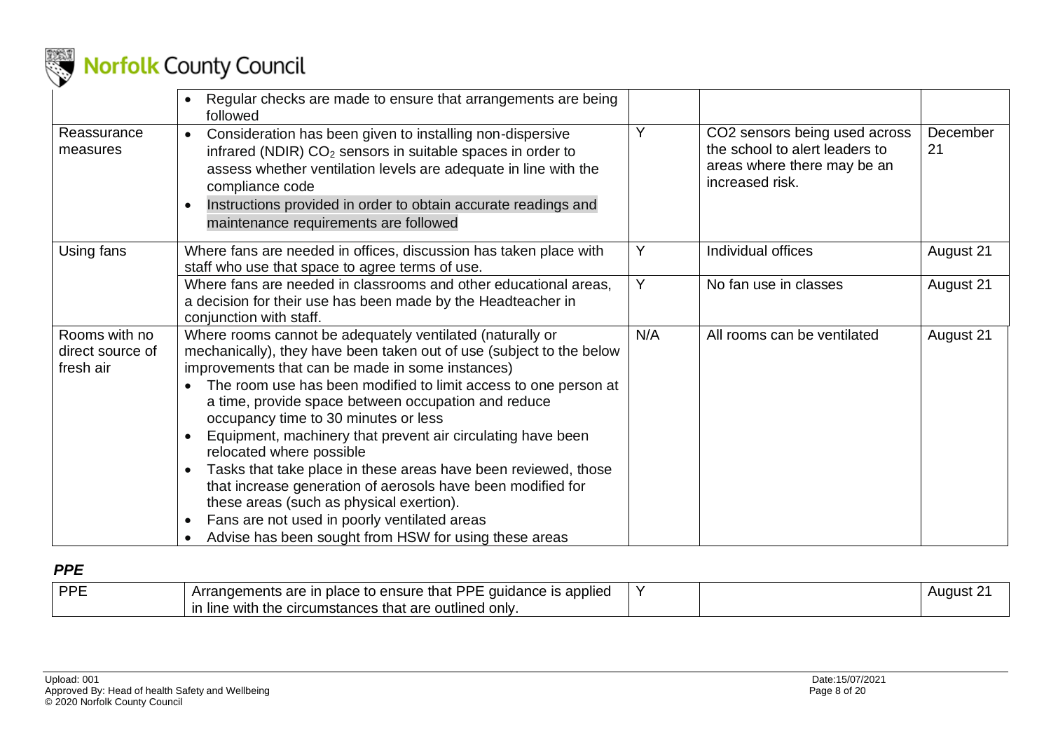| | | | | |
|---|---|---|---|---|
| | • Regular checks are made to ensure that arrangements are being followed | | | |
| Reassurance measures | • Consideration has been given to installing non-dispersive infrared (NDIR) $CO_2$ sensors in suitable spaces in order to assess whether ventilation levels are adequate in line with the compliance code<br>• Instructions provided in order to obtain accurate readings and maintenance requirements are followed | Y | CO2 sensors being used across the school to alert leaders to areas where there may be an increased risk. | December 21 |
| Using fans | Where fans are needed in offices, discussion has taken place with staff who use that space to agree terms of use. | Y | Individual offices | August 21 |
| | Where fans are needed in classrooms and other educational areas, a decision for their use has been made by the Headteacher in conjunction with staff. | Y | No fan use in classes | August 21 |
| Rooms with no direct source of fresh air | Where rooms cannot be adequately ventilated (naturally or mechanically), they have been taken out of use (subject to the below improvements that can be made in some instances)<br>• The room use has been modified to limit access to one person at a time, provide space between occupation and reduce occupancy time to 30 minutes or less<br>• Equipment, machinery that prevent air circulating have been relocated where possible<br>• Tasks that take place in these areas have been reviewed, those that increase generation of aerosols have been modified for these areas (such as physical exertion).<br>• Fans are not used in poorly ventilated areas<br>• Advise has been sought from HSW for using these areas | N/A | All rooms can be ventilated | August 21 |

***PPE***

| | | | | |
|---|---|---|---|---|
| PPE | Arrangements are in place to ensure that PPE guidance is applied in line with the circumstances that are outlined only. | Y | | August 21 |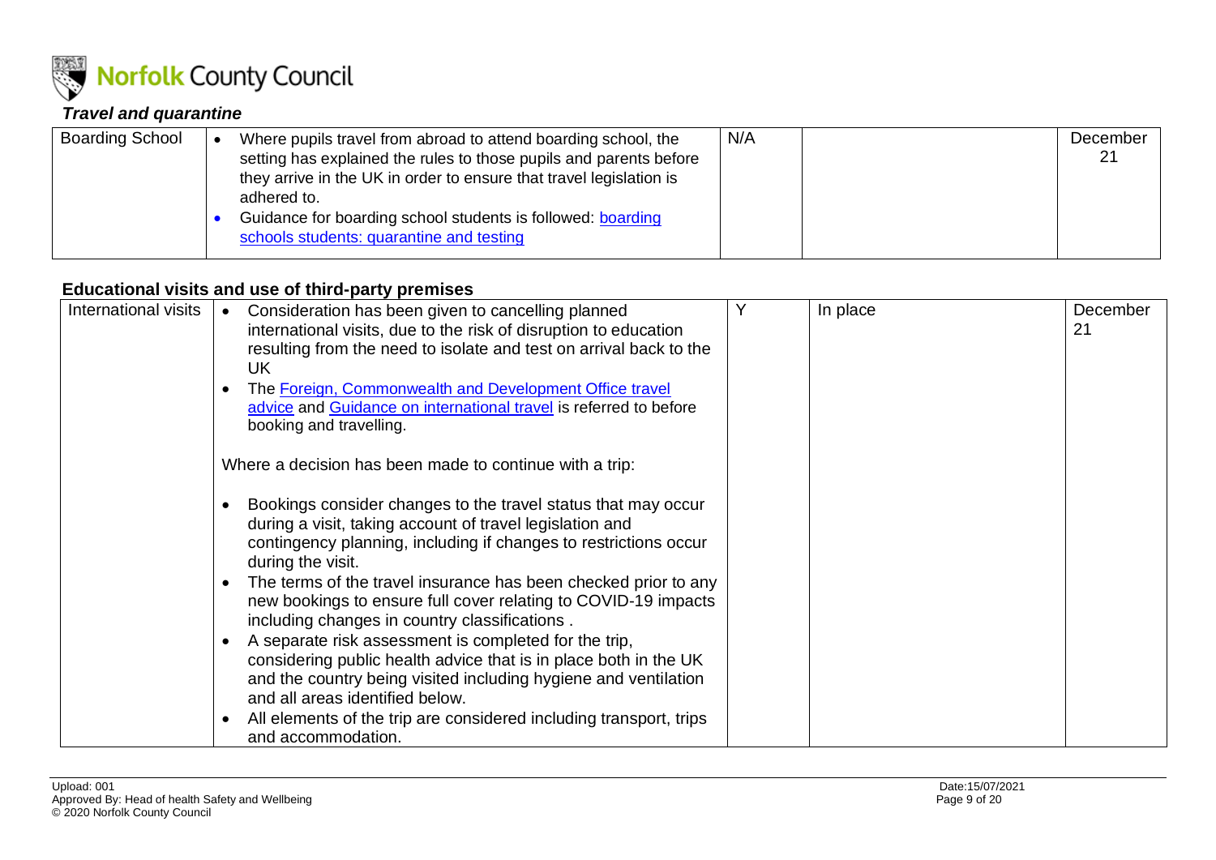### *Travel and quarantine*

| | | | | |
|---|---|---|---|---|
| Boarding School | • Where pupils travel from abroad to attend boarding school, the setting has explained the rules to those pupils and parents before they arrive in the UK in order to ensure that travel legislation is adhered to.<br>• Guidance for boarding school students is followed: [boarding schools students: quarantine and testing]() | N/A | | December 21 |

### Educational visits and use of third-party premises

| | | | | |
|---|---|---|---|---|
| International visits | • Consideration has been given to cancelling planned international visits, due to the risk of disruption to education resulting from the need to isolate and test on arrival back to the UK<br>• The [Foreign, Commonwealth and Development Office travel advice]() and [Guidance on international travel]() is referred to before booking and travelling.<br><br>Where a decision has been made to continue with a trip:<br><br>• Bookings consider changes to the travel status that may occur during a visit, taking account of travel legislation and contingency planning, including if changes to restrictions occur during the visit.<br>• The terms of the travel insurance has been checked prior to any new bookings to ensure full cover relating to COVID-19 impacts including changes in country classifications .<br>• A separate risk assessment is completed for the trip, considering public health advice that is in place both in the UK and the country being visited including hygiene and ventilation and all areas identified below.<br>• All elements of the trip are considered including transport, trips and accommodation. | Y | In place | December 21 |

Upload: 001
Approved By: Head of health Safety and Wellbeing
© 2020 Norfolk County Council

Date:15/07/2021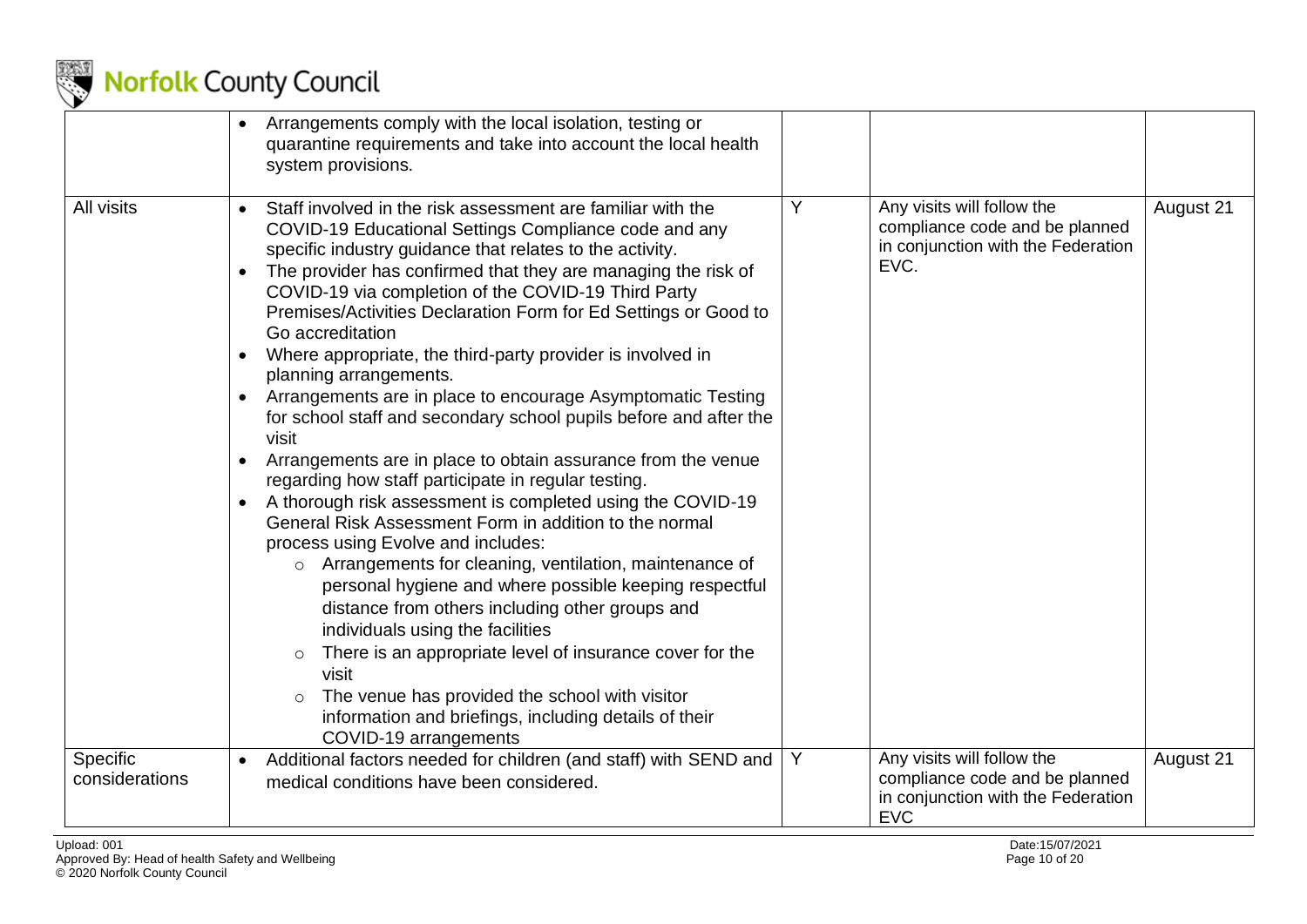| | | | | |
|---|---|---|---|---|
| | • Arrangements comply with the local isolation, testing or quarantine requirements and take into account the local health system provisions. | | | |
| All visits | • Staff involved in the risk assessment are familiar with the COVID-19 Educational Settings Compliance code and any specific industry guidance that relates to the activity.<br>• The provider has confirmed that they are managing the risk of COVID-19 via completion of the COVID-19 Third Party Premises/Activities Declaration Form for Ed Settings or Good to Go accreditation<br>• Where appropriate, the third-party provider is involved in planning arrangements.<br>• Arrangements are in place to encourage Asymptomatic Testing for school staff and secondary school pupils before and after the visit<br>• Arrangements are in place to obtain assurance from the venue regarding how staff participate in regular testing.<br>• A thorough risk assessment is completed using the COVID-19 General Risk Assessment Form in addition to the normal process using Evolve and includes:<br>  ○ Arrangements for cleaning, ventilation, maintenance of personal hygiene and where possible keeping respectful distance from others including other groups and individuals using the facilities<br>  ○ There is an appropriate level of insurance cover for the visit<br>  ○ The venue has provided the school with visitor information and briefings, including details of their COVID-19 arrangements | Y | Any visits will follow the compliance code and be planned in conjunction with the Federation EVC. | August 21 |
| Specific considerations | • Additional factors needed for children (and staff) with SEND and medical conditions have been considered. | Y | Any visits will follow the compliance code and be planned in conjunction with the Federation EVC | August 21 |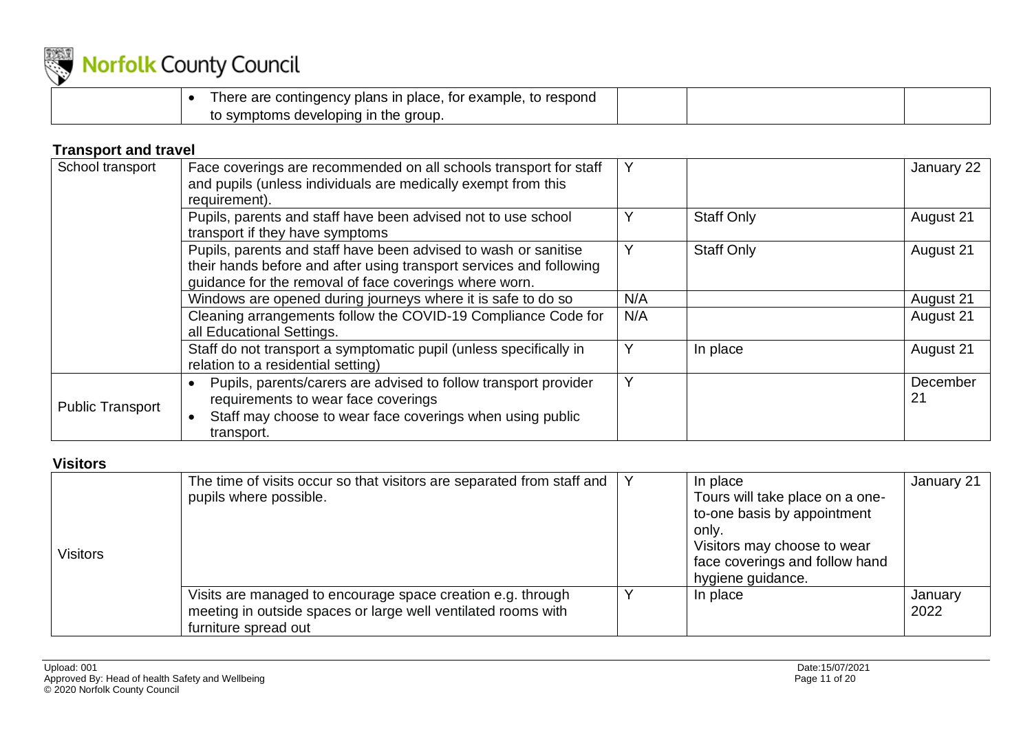| | | | | |
|---|---|---|---|---|
| | • There are contingency plans in place, for example, to respond to symptoms developing in the group. | | | |

**Transport and travel**

| | | | | |
|---|---|---|---|---|
| School transport | Face coverings are recommended on all schools transport for staff and pupils (unless individuals are medically exempt from this requirement). | Y | | January 22 |
| | Pupils, parents and staff have been advised not to use school transport if they have symptoms | Y | Staff Only | August 21 |
| | Pupils, parents and staff have been advised to wash or sanitise their hands before and after using transport services and following guidance for the removal of face coverings where worn. | Y | Staff Only | August 21 |
| | Windows are opened during journeys where it is safe to do so | N/A | | August 21 |
| | Cleaning arrangements follow the COVID-19 Compliance Code for all Educational Settings. | N/A | | August 21 |
| | Staff do not transport a symptomatic pupil (unless specifically in relation to a residential setting) | Y | In place | August 21 |
| Public Transport | • Pupils, parents/carers are advised to follow transport provider requirements to wear face coverings<br>• Staff may choose to wear face coverings when using public transport. | Y | | December 21 |

**Visitors**

| | | | | |
|---|---|---|---|---|
| Visitors | The time of visits occur so that visitors are separated from staff and pupils where possible. | Y | In place<br>Tours will take place on a one-to-one basis by appointment only.<br>Visitors may choose to wear face coverings and follow hand hygiene guidance. | January 21 |
| | Visits are managed to encourage space creation e.g. through meeting in outside spaces or large well ventilated rooms with furniture spread out | Y | In place | January 2022 |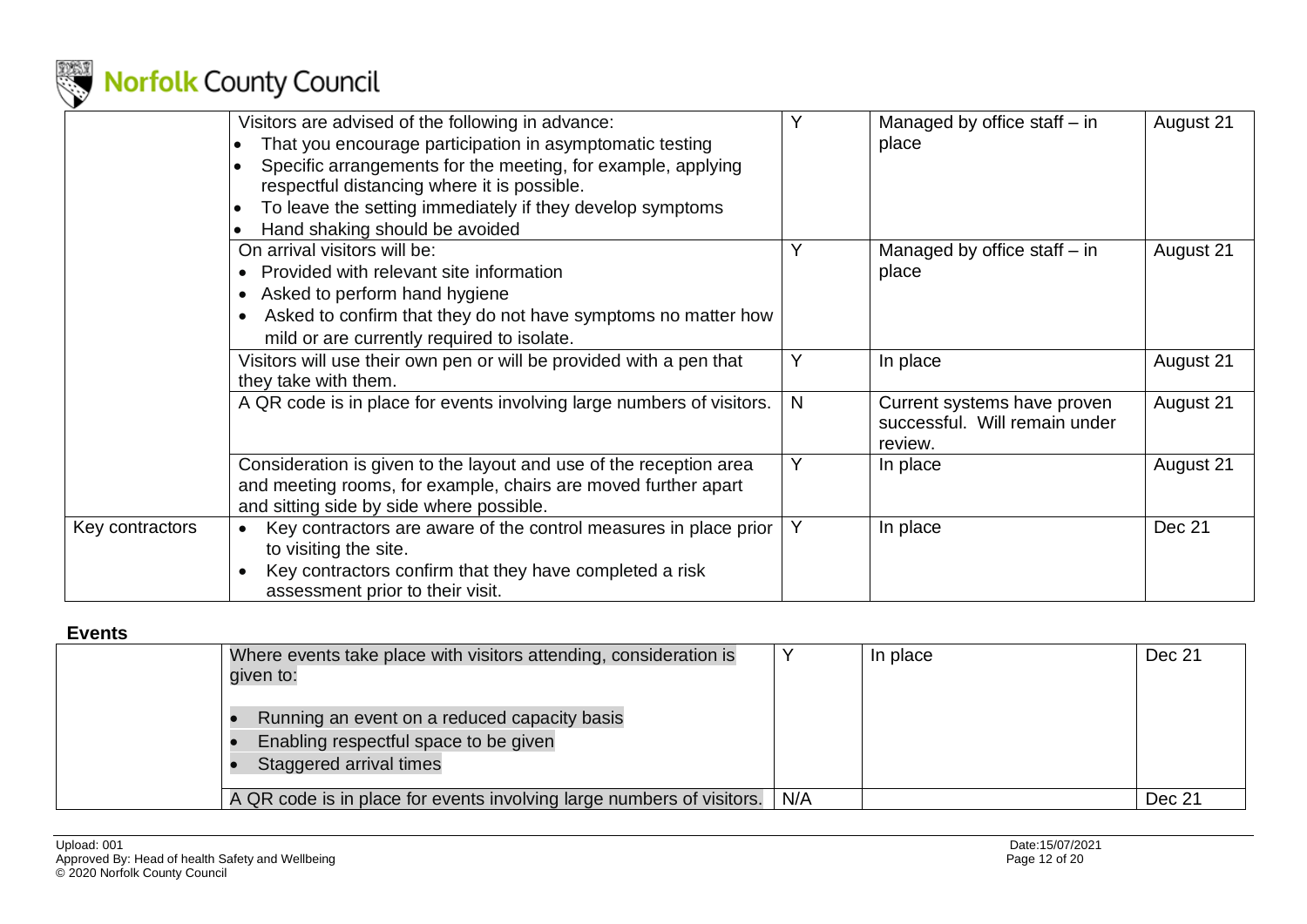| | | | | |
|---|---|---|---|---|
| | Visitors are advised of the following in advance:<br>• That you encourage participation in asymptomatic testing<br>• Specific arrangements for the meeting, for example, applying respectful distancing where it is possible.<br>• To leave the setting immediately if they develop symptoms<br>• Hand shaking should be avoided | Y | Managed by office staff – in place | August 21 |
| | On arrival visitors will be:<br>• Provided with relevant site information<br>• Asked to perform hand hygiene<br>• Asked to confirm that they do not have symptoms no matter how mild or are currently required to isolate. | Y | Managed by office staff – in place | August 21 |
| | Visitors will use their own pen or will be provided with a pen that they take with them. | Y | In place | August 21 |
| | A QR code is in place for events involving large numbers of visitors. | N | Current systems have proven successful. Will remain under review. | August 21 |
| | Consideration is given to the layout and use of the reception area and meeting rooms, for example, chairs are moved further apart and sitting side by side where possible. | Y | In place | August 21 |
| Key contractors | • Key contractors are aware of the control measures in place prior to visiting the site.<br>• Key contractors confirm that they have completed a risk assessment prior to their visit. | Y | In place | Dec 21 |

**Events**

| | | | | |
|---|---|---|---|---|
| | Where events take place with visitors attending, consideration is given to:<br><br>• Running an event on a reduced capacity basis<br>• Enabling respectful space to be given<br>• Staggered arrival times | Y | In place | Dec 21 |
| | A QR code is in place for events involving large numbers of visitors. | N/A | | Dec 21 |

Upload: 001
Approved By: Head of health Safety and Wellbeing
© 2020 Norfolk County Council

Date:15/07/2021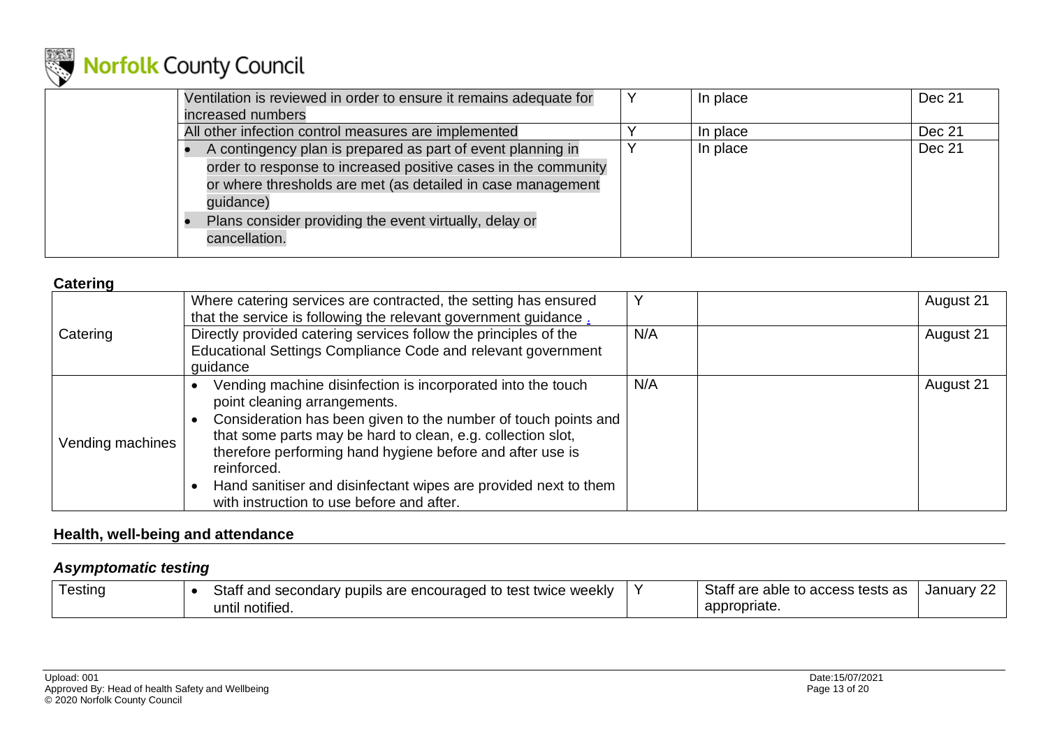| | | | | |
|---|---|---|---|---|
| | Ventilation is reviewed in order to ensure it remains adequate for increased numbers | Y | In place | Dec 21 |
| | All other infection control measures are implemented | Y | In place | Dec 21 |
| | • A contingency plan is prepared as part of event planning in order to response to increased positive cases in the community or where thresholds are met (as detailed in case management guidance)<br>• Plans consider providing the event virtually, delay or cancellation. | Y | In place | Dec 21 |

**Catering**

| | | | | |
|---|---|---|---|---|
| Catering | Where catering services are contracted, the setting has ensured that the service is following the relevant government guidance . | Y | | August 21 |
| | Directly provided catering services follow the principles of the Educational Settings Compliance Code and relevant government guidance | N/A | | August 21 |
| Vending machines | • Vending machine disinfection is incorporated into the touch point cleaning arrangements.<br>• Consideration has been given to the number of touch points and that some parts may be hard to clean, e.g. collection slot, therefore performing hand hygiene before and after use is reinforced.<br>• Hand sanitiser and disinfectant wipes are provided next to them with instruction to use before and after. | N/A | | August 21 |

**Health, well-being and attendance**

***Asymptomatic testing***

| | | | | |
|---|---|---|---|---|
| Testing | • Staff and secondary pupils are encouraged to test twice weekly until notified. | Y | Staff are able to access tests as appropriate. | January 22 |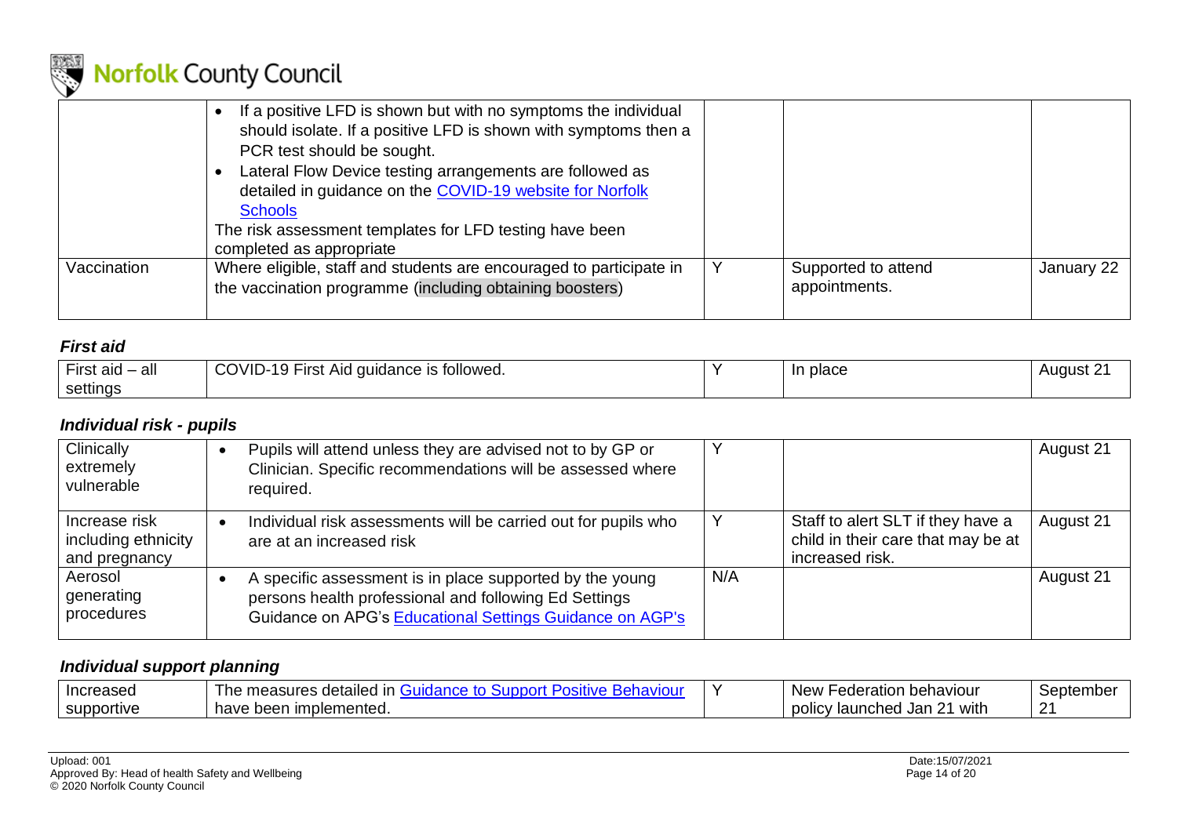| | | | | |
|---|---|---|---|---|
| | • If a positive LFD is shown but with no symptoms the individual should isolate. If a positive LFD is shown with symptoms then a PCR test should be sought.<br>• Lateral Flow Device testing arrangements are followed as detailed in guidance on the [COVID-19 website for Norfolk Schools](#)<br>The risk assessment templates for LFD testing have been completed as appropriate | | | |
| Vaccination | Where eligible, staff and students are encouraged to participate in the vaccination programme (including obtaining boosters) | Y | Supported to attend appointments. | January 22 |

***First aid***

| | | | | |
|---|---|---|---|---|
| First aid – all settings | COVID-19 First Aid guidance is followed. | Y | In place | August 21 |

***Individual risk - pupils***

| | | | | |
|---|---|---|---|---|
| Clinically extremely vulnerable | • Pupils will attend unless they are advised not to by GP or Clinician. Specific recommendations will be assessed where required. | Y | | August 21 |
| Increase risk including ethnicity and pregnancy | • Individual risk assessments will be carried out for pupils who are at an increased risk | Y | Staff to alert SLT if they have a child in their care that may be at increased risk. | August 21 |
| Aerosol generating procedures | • A specific assessment is in place supported by the young persons health professional and following Ed Settings Guidance on APG's [Educational Settings Guidance on AGP's](#) | N/A | | August 21 |

***Individual support planning***

| | | | | |
|---|---|---|---|---|
| Increased supportive | The measures detailed in [Guidance to Support Positive Behaviour](#) have been implemented. | Y | New Federation behaviour policy launched Jan 21 with | September 21 |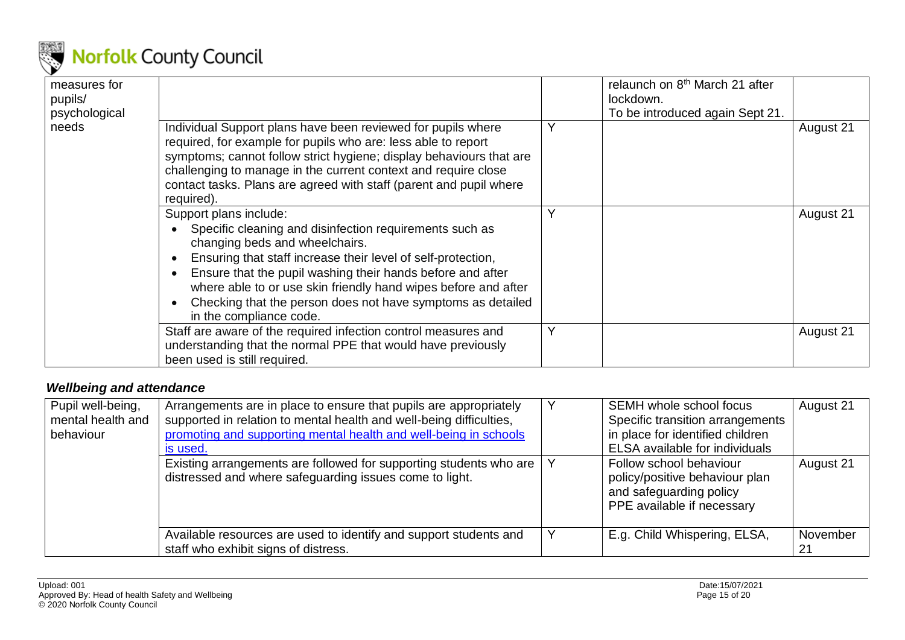| | | | | |
|---|---|---|---|---|
| measures for pupils/ psychological needs | | | relaunch on 8th March 21 after lockdown. To be introduced again Sept 21. | |
| | Individual Support plans have been reviewed for pupils where required, for example for pupils who are: less able to report symptoms; cannot follow strict hygiene; display behaviours that are challenging to manage in the current context and require close contact tasks. Plans are agreed with staff (parent and pupil where required). | Y | | August 21 |
| | Support plans include: <br>• Specific cleaning and disinfection requirements such as changing beds and wheelchairs. <br>• Ensuring that staff increase their level of self-protection, <br>• Ensure that the pupil washing their hands before and after where able to or use skin friendly hand wipes before and after <br>• Checking that the person does not have symptoms as detailed in the compliance code. | Y | | August 21 |
| | Staff are aware of the required infection control measures and understanding that the normal PPE that would have previously been used is still required. | Y | | August 21 |

### *Wellbeing and attendance*

| | | | | |
|---|---|---|---|---|
| Pupil well-being, mental health and behaviour | Arrangements are in place to ensure that pupils are appropriately supported in relation to mental health and well-being difficulties, [promoting and supporting mental health and well-being in schools is used.]() | Y | SEMH whole school focus<br>Specific transition arrangements in place for identified children<br>ELSA available for individuals | August 21 |
| | Existing arrangements are followed for supporting students who are distressed and where safeguarding issues come to light. | Y | Follow school behaviour policy/positive behaviour plan and safeguarding policy<br>PPE available if necessary | August 21 |
| | Available resources are used to identify and support students and staff who exhibit signs of distress. | Y | E.g. Child Whispering, ELSA, | November 21 |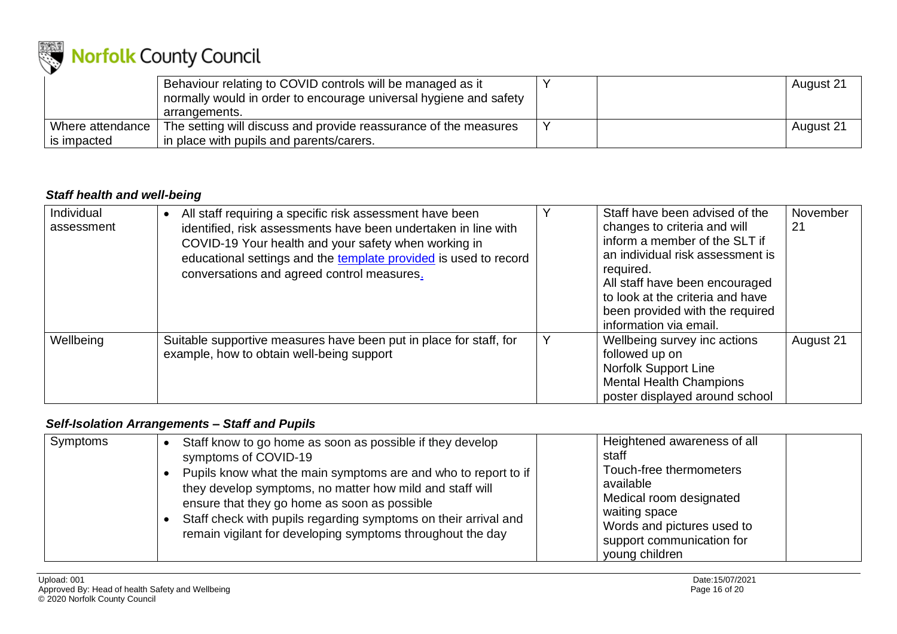| | | | | |
|---|---|---|---|---|
| | Behaviour relating to COVID controls will be managed as it normally would in order to encourage universal hygiene and safety arrangements. | Y | | August 21 |
| Where attendance is impacted | The setting will discuss and provide reassurance of the measures in place with pupils and parents/carers. | Y | | August 21 |

### *Staff health and well-being*

| | | | | |
|---|---|---|---|---|
| Individual assessment | • All staff requiring a specific risk assessment have been identified, risk assessments have been undertaken in line with COVID-19 Your health and your safety when working in educational settings and the template provided is used to record conversations and agreed control measures. | Y | Staff have been advised of the changes to criteria and will inform a member of the SLT if an individual risk assessment is required.<br>All staff have been encouraged to look at the criteria and have been provided with the required information via email. | November 21 |
| Wellbeing | Suitable supportive measures have been put in place for staff, for example, how to obtain well-being support | Y | Wellbeing survey inc actions followed up on<br>Norfolk Support Line<br>Mental Health Champions poster displayed around school | August 21 |

### *Self-Isolation Arrangements – Staff and Pupils*

| | | | | |
|---|---|---|---|---|
| Symptoms | • Staff know to go home as soon as possible if they develop symptoms of COVID-19<br>• Pupils know what the main symptoms are and who to report to if they develop symptoms, no matter how mild and staff will ensure that they go home as soon as possible<br>• Staff check with pupils regarding symptoms on their arrival and remain vigilant for developing symptoms throughout the day | | Heightened awareness of all staff<br>Touch-free thermometers available<br>Medical room designated waiting space<br>Words and pictures used to support communication for young children | |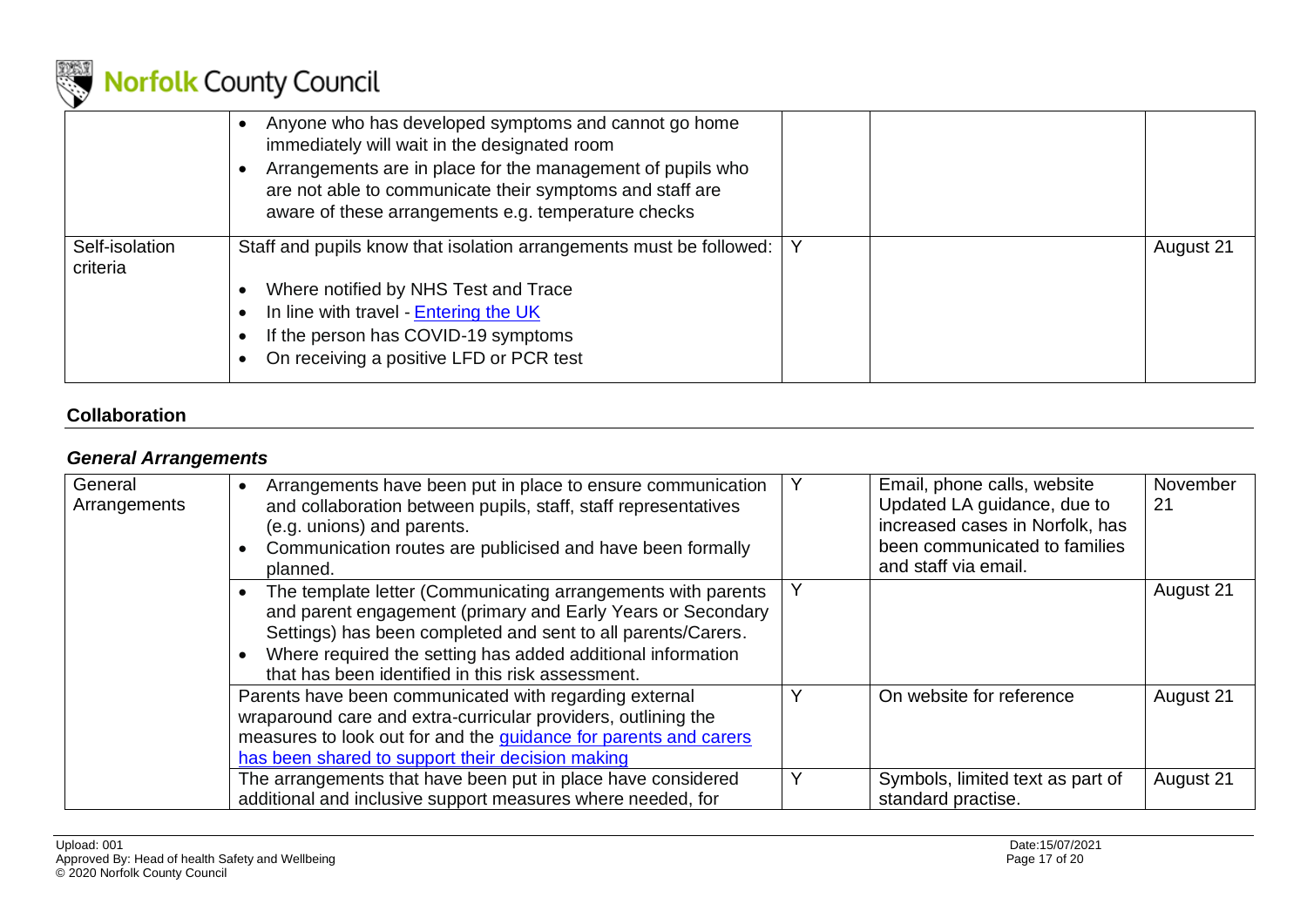| | | | | |
|---|---|---|---|---|
| | • Anyone who has developed symptoms and cannot go home immediately will wait in the designated room<br>• Arrangements are in place for the management of pupils who are not able to communicate their symptoms and staff are aware of these arrangements e.g. temperature checks | | | |
| Self-isolation criteria | Staff and pupils know that isolation arrangements must be followed:<br>• Where notified by NHS Test and Trace<br>• In line with travel - Entering the UK<br>• If the person has COVID-19 symptoms<br>• On receiving a positive LFD or PCR test | Y | | August 21 |

## Collaboration

### *General Arrangements*

| | | | | |
|---|---|---|---|---|
| General Arrangements | • Arrangements have been put in place to ensure communication and collaboration between pupils, staff, staff representatives (e.g. unions) and parents.<br>• Communication routes are publicised and have been formally planned. | Y | Email, phone calls, website Updated LA guidance, due to increased cases in Norfolk, has been communicated to families and staff via email. | November 21 |
| | • The template letter (Communicating arrangements with parents and parent engagement (primary and Early Years or Secondary Settings) has been completed and sent to all parents/Carers.<br>• Where required the setting has added additional information that has been identified in this risk assessment. | Y | | August 21 |
| | Parents have been communicated with regarding external wraparound care and extra-curricular providers, outlining the measures to look out for and the guidance for parents and carers has been shared to support their decision making | Y | On website for reference | August 21 |
| | The arrangements that have been put in place have considered additional and inclusive support measures where needed, for | Y | Symbols, limited text as part of standard practise. | August 21 |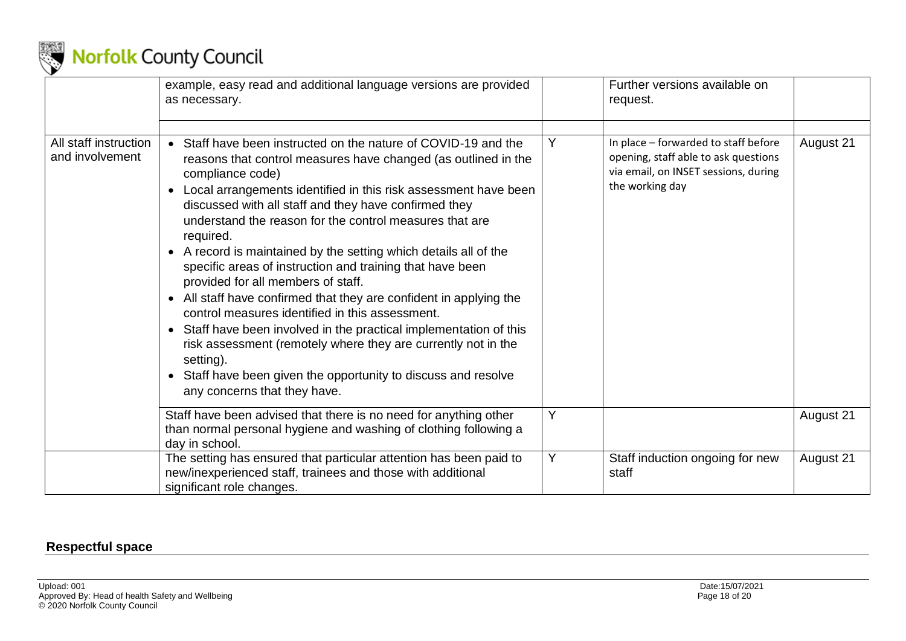| | | | | |
|---|---|---|---|---|
| | example, easy read and additional language versions are provided as necessary. | | Further versions available on request. | |
| | | | | |
| All staff instruction and involvement | • Staff have been instructed on the nature of COVID-19 and the reasons that control measures have changed (as outlined in the compliance code)<br>• Local arrangements identified in this risk assessment have been discussed with all staff and they have confirmed they understand the reason for the control measures that are required.<br>• A record is maintained by the setting which details all of the specific areas of instruction and training that have been provided for all members of staff.<br>• All staff have confirmed that they are confident in applying the control measures identified in this assessment.<br>• Staff have been involved in the practical implementation of this risk assessment (remotely where they are currently not in the setting).<br>• Staff have been given the opportunity to discuss and resolve any concerns that they have. | Y | In place – forwarded to staff before opening, staff able to ask questions via email, on INSET sessions, during the working day | August 21 |
| | Staff have been advised that there is no need for anything other than normal personal hygiene and washing of clothing following a day in school. | Y | | August 21 |
| | The setting has ensured that particular attention has been paid to new/inexperienced staff, trainees and those with additional significant role changes. | Y | Staff induction ongoing for new staff | August 21 |

**Respectful space**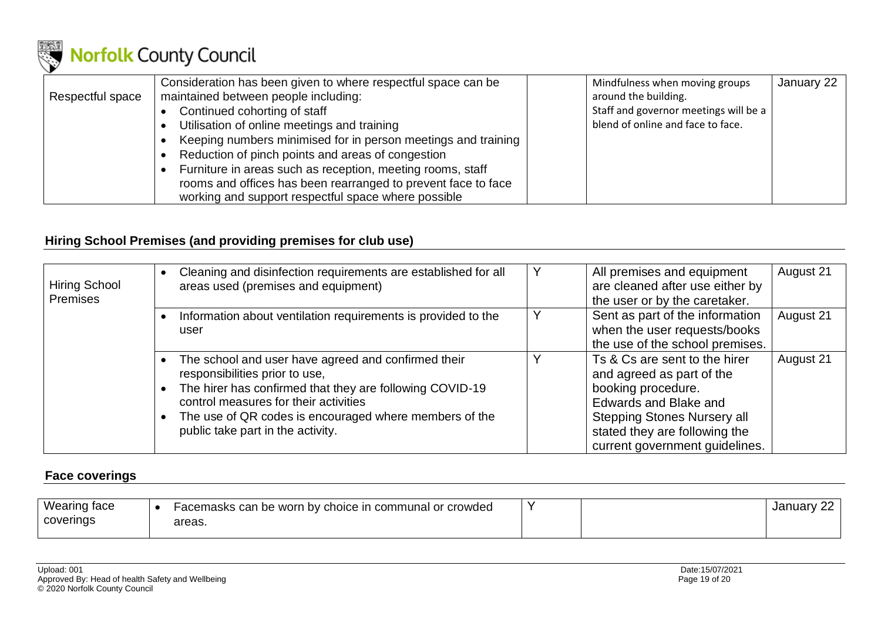| | | | | |
|---|---|---|---|---|
| Respectful space | Consideration has been given to where respectful space can be maintained between people including:<br>• Continued cohorting of staff<br>• Utilisation of online meetings and training<br>• Keeping numbers minimised for in person meetings and training<br>• Reduction of pinch points and areas of congestion<br>• Furniture in areas such as reception, meeting rooms, staff rooms and offices has been rearranged to prevent face to face working and support respectful space where possible | | Mindfulness when moving groups around the building.<br>Staff and governor meetings will be a blend of online and face to face. | January 22 |

## Hiring School Premises (and providing premises for club use)

| | | | | |
|---|---|---|---|---|
| Hiring School Premises | • Cleaning and disinfection requirements are established for all areas used (premises and equipment) | Y | All premises and equipment are cleaned after use either by the user or by the caretaker. | August 21 |
| | • Information about ventilation requirements is provided to the user | Y | Sent as part of the information when the user requests/books the use of the school premises. | August 21 |
| | • The school and user have agreed and confirmed their responsibilities prior to use,<br>• The hirer has confirmed that they are following COVID-19 control measures for their activities<br>• The use of QR codes is encouraged where members of the public take part in the activity. | Y | Ts & Cs are sent to the hirer and agreed as part of the booking procedure.<br>Edwards and Blake and Stepping Stones Nursery all stated they are following the current government guidelines. | August 21 |

## Face coverings

| | | | | |
|---|---|---|---|---|
| Wearing face coverings | • Facemasks can be worn by choice in communal or crowded areas. | Y | | January 22 |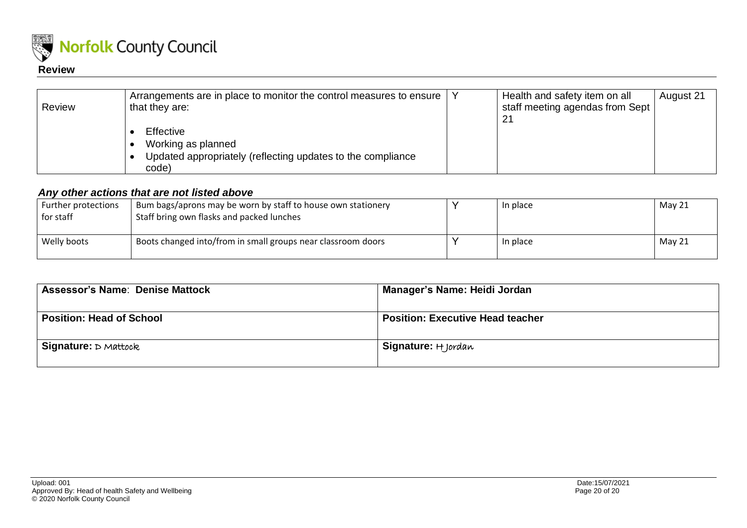## Review

| | | | | |
|---|---|---|---|---|
| Review | Arrangements are in place to monitor the control measures to ensure that they are:<br>• Effective<br>• Working as planned<br>• Updated appropriately (reflecting updates to the compliance code) | Y | Health and safety item on all staff meeting agendas from Sept 21 | August 21 |

### *Any other actions that are not listed above*

| | | | | |
|---|---|---|---|---|
| Further protections for staff | Bum bags/aprons may be worn by staff to house own stationery<br>Staff bring own flasks and packed lunches | Y | In place | May 21 |
| Welly boots | Boots changed into/from in small groups near classroom doors | Y | In place | May 21 |

| | |
|---|---|
| **Assessor's Name**: **Denise Mattock** | **Manager's Name: Heidi Jordan** |
| **Position: Head of School** | **Position: Executive Head teacher** |
| **Signature:** D Mattock | **Signature:** H Jordan |

Upload: 001
Approved By: Head of health Safety and Wellbeing
© 2020 Norfolk County Council

Date:15/07/2021